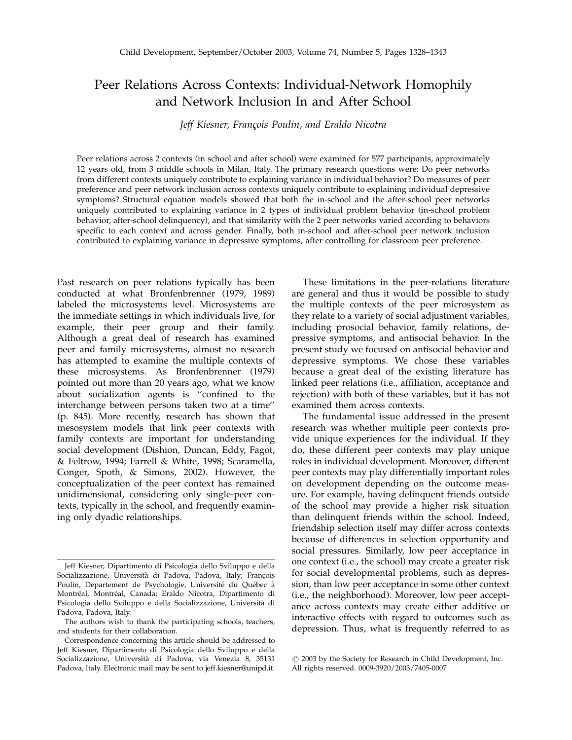# Peer Relations Across Contexts: Individual-Network Homophily and Network Inclusion In and After School

*Jeff Kiesner, François Poulin, and Eraldo Nicotra*

Peer relations across 2 contexts (in school and after school) were examined for 577 participants, approximately 12 years old, from 3 middle schools in Milan, Italy. The primary research questions were: Do peer networks from different contexts uniquely contribute to explaining variance in individual behavior? Do measures of peer preference and peer network inclusion across contexts uniquely contribute to explaining individual depressive symptoms? Structural equation models showed that both the in-school and the after-school peer networks uniquely contributed to explaining variance in 2 types of individual problem behavior (in-school problem behavior, after-school delinquency), and that similarity with the 2 peer networks varied according to behaviors specific to each context and across gender. Finally, both in-school and after-school peer network inclusion contributed to explaining variance in depressive symptoms, after controlling for classroom peer preference.

Past research on peer relations typically has been conducted at what Bronfenbrenner (1979, 1989) labeled the microsystems level. Microsystems are the immediate settings in which individuals live, for example, their peer group and their family. Although a great deal of research has examined peer and family microsystems, almost no research has attempted to examine the multiple contexts of these microsystems. As Bronfenbrenner (1979) pointed out more than 20 years ago, what we know about socialization agents is ''confined to the interchange between persons taken two at a time'' (p. 845). More recently, research has shown that mesosystem models that link peer contexts with family contexts are important for understanding social development (Dishion, Duncan, Eddy, Fagot, & Feltrow, 1994; Farrell & White, 1998; Scaramella, Conger, Spoth, & Simons, 2002). However, the conceptualization of the peer context has remained unidimensional, considering only single-peer contexts, typically in the school, and frequently examining only dyadic relationships.

These limitations in the peer-relations literature are general and thus it would be possible to study the multiple contexts of the peer microsystem as they relate to a variety of social adjustment variables, including prosocial behavior, family relations, depressive symptoms, and antisocial behavior. In the present study we focused on antisocial behavior and depressive symptoms. We chose these variables because a great deal of the existing literature has linked peer relations (i.e., affiliation, acceptance and rejection) with both of these variables, but it has not examined them across contexts.

The fundamental issue addressed in the present research was whether multiple peer contexts provide unique experiences for the individual. If they do, these different peer contexts may play unique roles in individual development. Moreover, different peer contexts may play differentially important roles on development depending on the outcome measure. For example, having delinquent friends outside of the school may provide a higher risk situation than delinquent friends within the school. Indeed, friendship selection itself may differ across contexts because of differences in selection opportunity and social pressures. Similarly, low peer acceptance in one context (i.e., the school) may create a greater risk for social developmental problems, such as depression, than low peer acceptance in some other context (i.e., the neighborhood). Moreover, low peer acceptance across contexts may create either additive or interactive effects with regard to outcomes such as depression. Thus, what is frequently referred to as

---

Jeff Kiesner, Dipartimento di Psicologia dello Sviluppo e della Socializzazione, Università di Padova, Padova, Italy; François Poulin, Departement de Psychologie, Université du Québec à Montréal, Montréal, Canada; Eraldo Nicotra, Dipartimento di Psicologia dello Sviluppo e della Socializzazione, Università di Padova, Padova, Italy.

The authors wish to thank the participating schools, teachers, and students for their collaboration.

Correspondence concerning this article should be addressed to Jeff Kiesner, Dipartimento di Psicologia dello Sviluppo e della Socializzazione, Università di Padova, via Venezia 8, 35131 Padova, Italy. Electronic mail may be sent to jeff.kiesner@unipd.it.

© 2003 by the Society for Research in Child Development, Inc. All rights reserved. 0009-3920/2003/7405-0007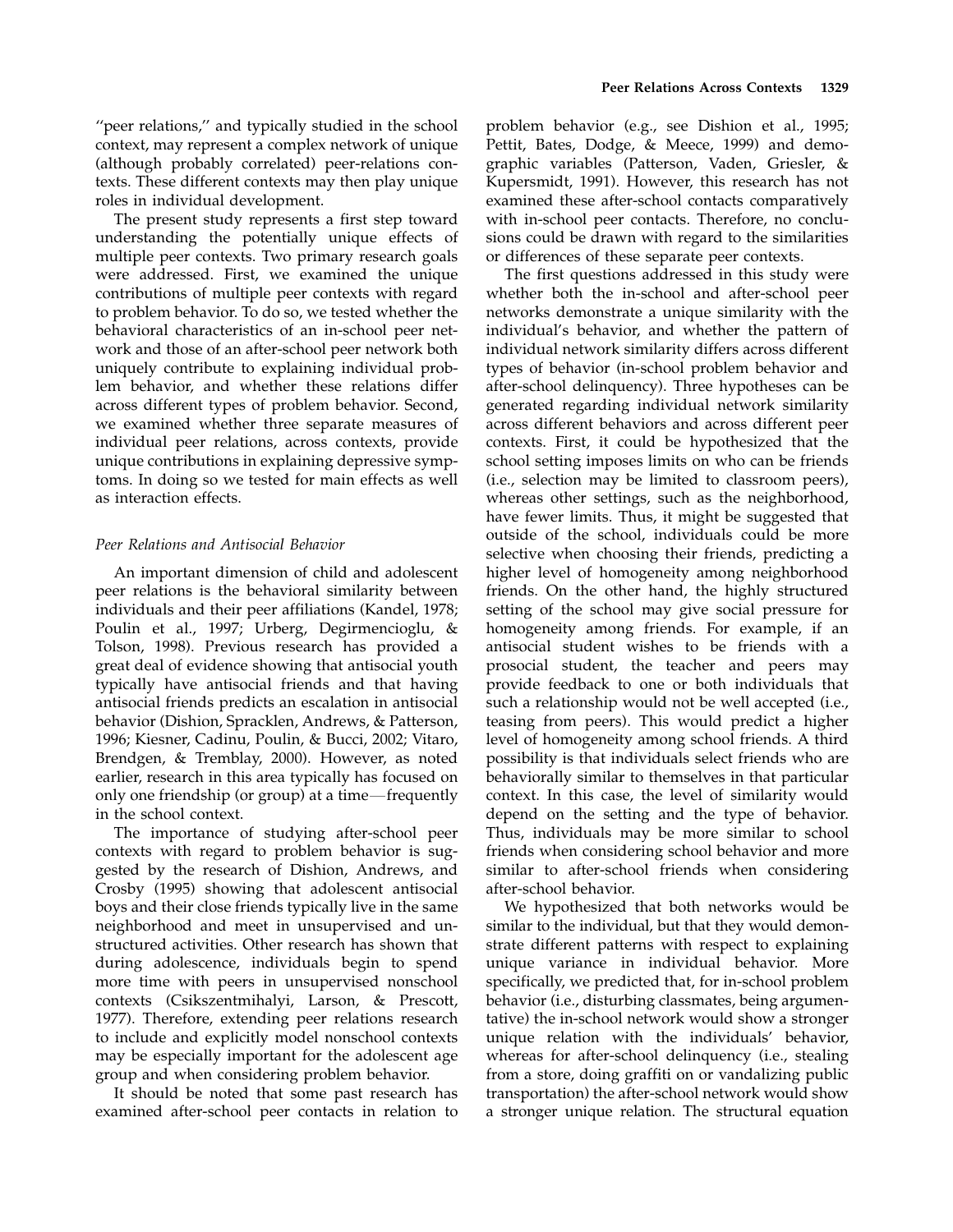"peer relations," and typically studied in the school context, may represent a complex network of unique (although probably correlated) peer-relations contexts. These different contexts may then play unique roles in individual development.

The present study represents a first step toward understanding the potentially unique effects of multiple peer contexts. Two primary research goals were addressed. First, we examined the unique contributions of multiple peer contexts with regard to problem behavior. To do so, we tested whether the behavioral characteristics of an in-school peer network and those of an after-school peer network both uniquely contribute to explaining individual problem behavior, and whether these relations differ across different types of problem behavior. Second, we examined whether three separate measures of individual peer relations, across contexts, provide unique contributions in explaining depressive symptoms. In doing so we tested for main effects as well as interaction effects.

### *Peer Relations and Antisocial Behavior*

An important dimension of child and adolescent peer relations is the behavioral similarity between individuals and their peer affiliations (Kandel, 1978; Poulin et al., 1997; Urberg, Degirmencioglu, & Tolson, 1998). Previous research has provided a great deal of evidence showing that antisocial youth typically have antisocial friends and that having antisocial friends predicts an escalation in antisocial behavior (Dishion, Spracklen, Andrews, & Patterson, 1996; Kiesner, Cadinu, Poulin, & Bucci, 2002; Vitaro, Brendgen, & Tremblay, 2000). However, as noted earlier, research in this area typically has focused on only one friendship (or group) at a time—frequently in the school context.

The importance of studying after-school peer contexts with regard to problem behavior is suggested by the research of Dishion, Andrews, and Crosby (1995) showing that adolescent antisocial boys and their close friends typically live in the same neighborhood and meet in unsupervised and unstructured activities. Other research has shown that during adolescence, individuals begin to spend more time with peers in unsupervised nonschool contexts (Csikszentmihalyi, Larson, & Prescott, 1977). Therefore, extending peer relations research to include and explicitly model nonschool contexts may be especially important for the adolescent age group and when considering problem behavior.

It should be noted that some past research has examined after-school peer contacts in relation to problem behavior (e.g., see Dishion et al., 1995; Pettit, Bates, Dodge, & Meece, 1999) and demographic variables (Patterson, Vaden, Griesler, & Kupersmidt, 1991). However, this research has not examined these after-school contacts comparatively with in-school peer contacts. Therefore, no conclusions could be drawn with regard to the similarities or differences of these separate peer contexts.

The first questions addressed in this study were whether both the in-school and after-school peer networks demonstrate a unique similarity with the individual's behavior, and whether the pattern of individual network similarity differs across different types of behavior (in-school problem behavior and after-school delinquency). Three hypotheses can be generated regarding individual network similarity across different behaviors and across different peer contexts. First, it could be hypothesized that the school setting imposes limits on who can be friends (i.e., selection may be limited to classroom peers), whereas other settings, such as the neighborhood, have fewer limits. Thus, it might be suggested that outside of the school, individuals could be more selective when choosing their friends, predicting a higher level of homogeneity among neighborhood friends. On the other hand, the highly structured setting of the school may give social pressure for homogeneity among friends. For example, if an antisocial student wishes to be friends with a prosocial student, the teacher and peers may provide feedback to one or both individuals that such a relationship would not be well accepted (i.e., teasing from peers). This would predict a higher level of homogeneity among school friends. A third possibility is that individuals select friends who are behaviorally similar to themselves in that particular context. In this case, the level of similarity would depend on the setting and the type of behavior. Thus, individuals may be more similar to school friends when considering school behavior and more similar to after-school friends when considering after-school behavior.

We hypothesized that both networks would be similar to the individual, but that they would demonstrate different patterns with respect to explaining unique variance in individual behavior. More specifically, we predicted that, for in-school problem behavior (i.e., disturbing classmates, being argumentative) the in-school network would show a stronger unique relation with the individuals' behavior, whereas for after-school delinquency (i.e., stealing from a store, doing graffiti on or vandalizing public transportation) the after-school network would show a stronger unique relation. The structural equation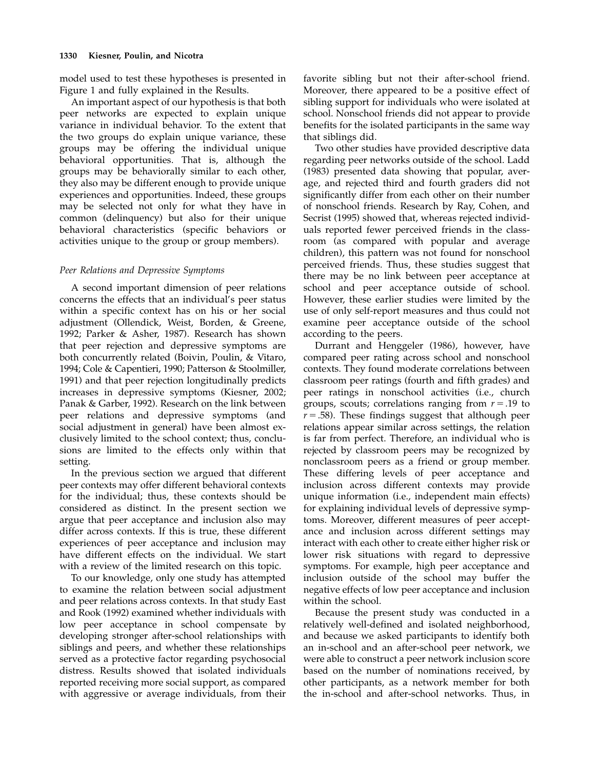model used to test these hypotheses is presented in Figure 1 and fully explained in the Results.

An important aspect of our hypothesis is that both peer networks are expected to explain unique variance in individual behavior. To the extent that the two groups do explain unique variance, these groups may be offering the individual unique behavioral opportunities. That is, although the groups may be behaviorally similar to each other, they also may be different enough to provide unique experiences and opportunities. Indeed, these groups may be selected not only for what they have in common (delinquency) but also for their unique behavioral characteristics (specific behaviors or activities unique to the group or group members).

### *Peer Relations and Depressive Symptoms*

A second important dimension of peer relations concerns the effects that an individual's peer status within a specific context has on his or her social adjustment (Ollendick, Weist, Borden, & Greene, 1992; Parker & Asher, 1987). Research has shown that peer rejection and depressive symptoms are both concurrently related (Boivin, Poulin, & Vitaro, 1994; Cole & Capentieri, 1990; Patterson & Stoolmiller, 1991) and that peer rejection longitudinally predicts increases in depressive symptoms (Kiesner, 2002; Panak & Garber, 1992). Research on the link between peer relations and depressive symptoms (and social adjustment in general) have been almost exclusively limited to the school context; thus, conclusions are limited to the effects only within that setting.

In the previous section we argued that different peer contexts may offer different behavioral contexts for the individual; thus, these contexts should be considered as distinct. In the present section we argue that peer acceptance and inclusion also may differ across contexts. If this is true, these different experiences of peer acceptance and inclusion may have different effects on the individual. We start with a review of the limited research on this topic.

To our knowledge, only one study has attempted to examine the relation between social adjustment and peer relations across contexts. In that study East and Rook (1992) examined whether individuals with low peer acceptance in school compensate by developing stronger after-school relationships with siblings and peers, and whether these relationships served as a protective factor regarding psychosocial distress. Results showed that isolated individuals reported receiving more social support, as compared with aggressive or average individuals, from their favorite sibling but not their after-school friend. Moreover, there appeared to be a positive effect of sibling support for individuals who were isolated at school. Nonschool friends did not appear to provide benefits for the isolated participants in the same way that siblings did.

Two other studies have provided descriptive data regarding peer networks outside of the school. Ladd (1983) presented data showing that popular, average, and rejected third and fourth graders did not significantly differ from each other on their number of nonschool friends. Research by Ray, Cohen, and Secrist (1995) showed that, whereas rejected individuals reported fewer perceived friends in the classroom (as compared with popular and average children), this pattern was not found for nonschool perceived friends. Thus, these studies suggest that there may be no link between peer acceptance at school and peer acceptance outside of school. However, these earlier studies were limited by the use of only self-report measures and thus could not examine peer acceptance outside of the school according to the peers.

Durrant and Henggeler (1986), however, have compared peer rating across school and nonschool contexts. They found moderate correlations between classroom peer ratings (fourth and fifth grades) and peer ratings in nonschool activities (i.e., church groups, scouts; correlations ranging from $r = .19$ to $r = .58$). These findings suggest that although peer relations appear similar across settings, the relation is far from perfect. Therefore, an individual who is rejected by classroom peers may be recognized by nonclassroom peers as a friend or group member. These differing levels of peer acceptance and inclusion across different contexts may provide unique information (i.e., independent main effects) for explaining individual levels of depressive symptoms. Moreover, different measures of peer acceptance and inclusion across different settings may interact with each other to create either higher risk or lower risk situations with regard to depressive symptoms. For example, high peer acceptance and inclusion outside of the school may buffer the negative effects of low peer acceptance and inclusion within the school.

Because the present study was conducted in a relatively well-defined and isolated neighborhood, and because we asked participants to identify both an in-school and an after-school peer network, we were able to construct a peer network inclusion score based on the number of nominations received, by other participants, as a network member for both the in-school and after-school networks. Thus, in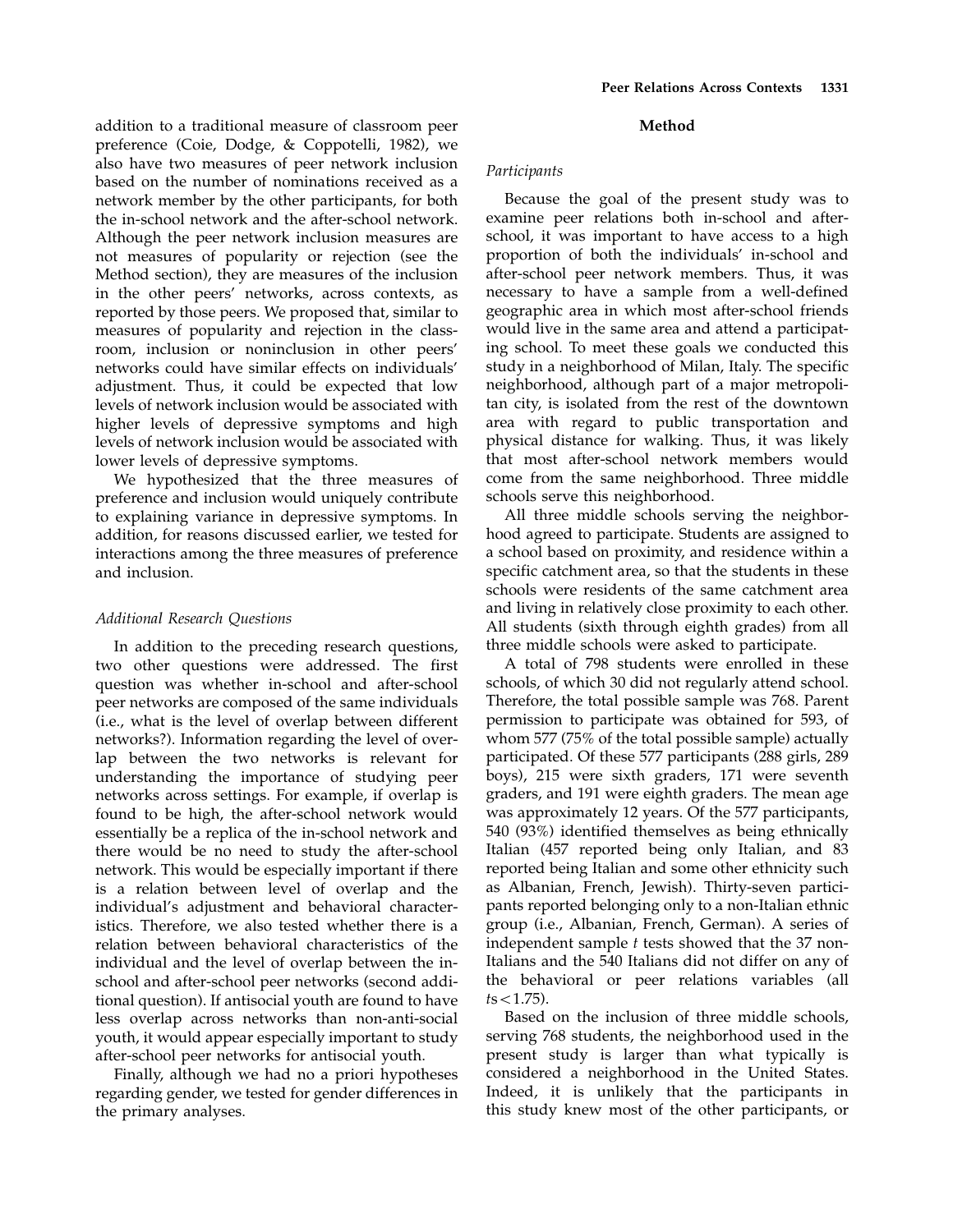addition to a traditional measure of classroom peer preference (Coie, Dodge, & Coppotelli, 1982), we also have two measures of peer network inclusion based on the number of nominations received as a network member by the other participants, for both the in-school network and the after-school network. Although the peer network inclusion measures are not measures of popularity or rejection (see the Method section), they are measures of the inclusion in the other peers' networks, across contexts, as reported by those peers. We proposed that, similar to measures of popularity and rejection in the classroom, inclusion or noninclusion in other peers' networks could have similar effects on individuals' adjustment. Thus, it could be expected that low levels of network inclusion would be associated with higher levels of depressive symptoms and high levels of network inclusion would be associated with lower levels of depressive symptoms.

We hypothesized that the three measures of preference and inclusion would uniquely contribute to explaining variance in depressive symptoms. In addition, for reasons discussed earlier, we tested for interactions among the three measures of preference and inclusion.

### *Additional Research Questions*

In addition to the preceding research questions, two other questions were addressed. The first question was whether in-school and after-school peer networks are composed of the same individuals (i.e., what is the level of overlap between different networks?). Information regarding the level of overlap between the two networks is relevant for understanding the importance of studying peer networks across settings. For example, if overlap is found to be high, the after-school network would essentially be a replica of the in-school network and there would be no need to study the after-school network. This would be especially important if there is a relation between level of overlap and the individual's adjustment and behavioral characteristics. Therefore, we also tested whether there is a relation between behavioral characteristics of the individual and the level of overlap between the in-school and after-school peer networks (second additional question). If antisocial youth are found to have less overlap across networks than non-anti-social youth, it would appear especially important to study after-school peer networks for antisocial youth.

Finally, although we had no a priori hypotheses regarding gender, we tested for gender differences in the primary analyses.

## Method

### *Participants*

Because the goal of the present study was to examine peer relations both in-school and after-school, it was important to have access to a high proportion of both the individuals' in-school and after-school peer network members. Thus, it was necessary to have a sample from a well-defined geographic area in which most after-school friends would live in the same area and attend a participating school. To meet these goals we conducted this study in a neighborhood of Milan, Italy. The specific neighborhood, although part of a major metropolitan city, is isolated from the rest of the downtown area with regard to public transportation and physical distance for walking. Thus, it was likely that most after-school network members would come from the same neighborhood. Three middle schools serve this neighborhood.

All three middle schools serving the neighborhood agreed to participate. Students are assigned to a school based on proximity, and residence within a specific catchment area, so that the students in these schools were residents of the same catchment area and living in relatively close proximity to each other. All students (sixth through eighth grades) from all three middle schools were asked to participate.

A total of 798 students were enrolled in these schools, of which 30 did not regularly attend school. Therefore, the total possible sample was 768. Parent permission to participate was obtained for 593, of whom 577 (75% of the total possible sample) actually participated. Of these 577 participants (288 girls, 289 boys), 215 were sixth graders, 171 were seventh graders, and 191 were eighth graders. The mean age was approximately 12 years. Of the 577 participants, 540 (93%) identified themselves as being ethnically Italian (457 reported being only Italian, and 83 reported being Italian and some other ethnicity such as Albanian, French, Jewish). Thirty-seven participants reported belonging only to a non-Italian ethnic group (i.e., Albanian, French, German). A series of independent sample *t* tests showed that the 37 non-Italians and the 540 Italians did not differ on any of the behavioral or peer relations variables (all $ts < 1.75$).

Based on the inclusion of three middle schools, serving 768 students, the neighborhood used in the present study is larger than what typically is considered a neighborhood in the United States. Indeed, it is unlikely that the participants in this study knew most of the other participants, or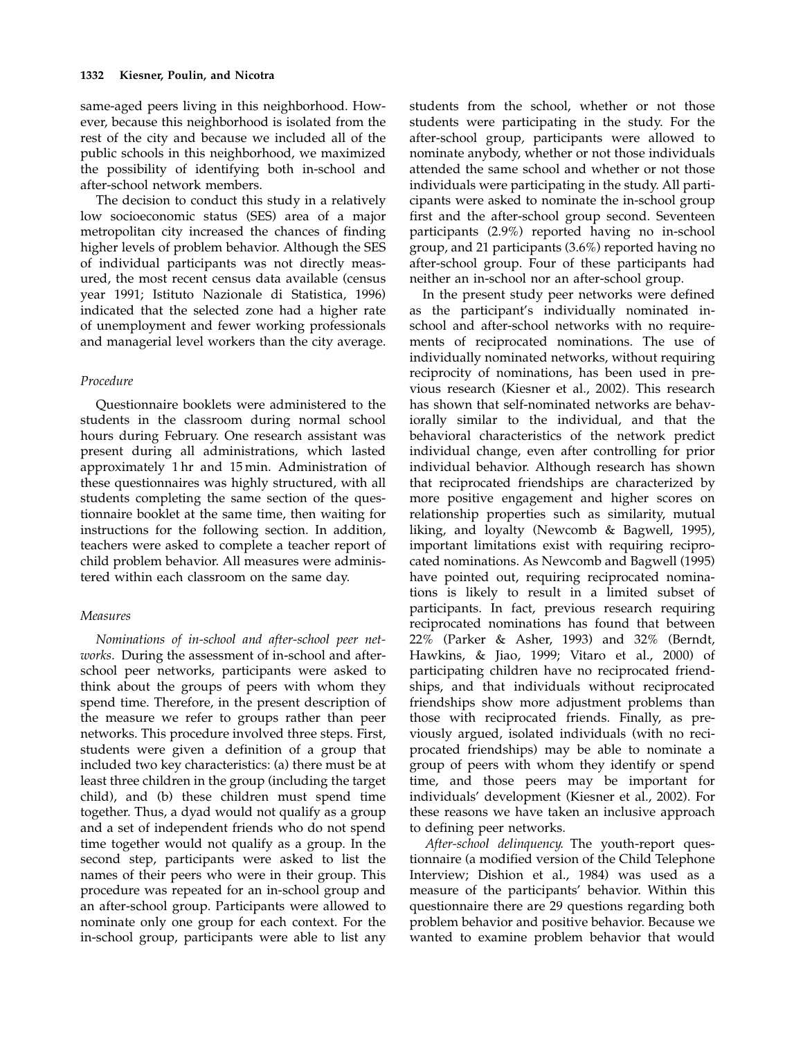same-aged peers living in this neighborhood. However, because this neighborhood is isolated from the rest of the city and because we included all of the public schools in this neighborhood, we maximized the possibility of identifying both in-school and after-school network members.

The decision to conduct this study in a relatively low socioeconomic status (SES) area of a major metropolitan city increased the chances of finding higher levels of problem behavior. Although the SES of individual participants was not directly measured, the most recent census data available (census year 1991; Istituto Nazionale di Statistica, 1996) indicated that the selected zone had a higher rate of unemployment and fewer working professionals and managerial level workers than the city average.

### Procedure

Questionnaire booklets were administered to the students in the classroom during normal school hours during February. One research assistant was present during all administrations, which lasted approximately 1 hr and 15 min. Administration of these questionnaires was highly structured, with all students completing the same section of the questionnaire booklet at the same time, then waiting for instructions for the following section. In addition, teachers were asked to complete a teacher report of child problem behavior. All measures were administered within each classroom on the same day.

### Measures

*Nominations of in-school and after-school peer networks*. During the assessment of in-school and after-school peer networks, participants were asked to think about the groups of peers with whom they spend time. Therefore, in the present description of the measure we refer to groups rather than peer networks. This procedure involved three steps. First, students were given a definition of a group that included two key characteristics: (a) there must be at least three children in the group (including the target child), and (b) these children must spend time together. Thus, a dyad would not qualify as a group and a set of independent friends who do not spend time together would not qualify as a group. In the second step, participants were asked to list the names of their peers who were in their group. This procedure was repeated for an in-school group and an after-school group. Participants were allowed to nominate only one group for each context. For the in-school group, participants were able to list any students from the school, whether or not those students were participating in the study. For the after-school group, participants were allowed to nominate anybody, whether or not those individuals attended the same school and whether or not those individuals were participating in the study. All participants were asked to nominate the in-school group first and the after-school group second. Seventeen participants (2.9%) reported having no in-school group, and 21 participants (3.6%) reported having no after-school group. Four of these participants had neither an in-school nor an after-school group.

In the present study peer networks were defined as the participant's individually nominated in-school and after-school networks with no requirements of reciprocated nominations. The use of individually nominated networks, without requiring reciprocity of nominations, has been used in previous research (Kiesner et al., 2002). This research has shown that self-nominated networks are behaviorally similar to the individual, and that the behavioral characteristics of the network predict individual change, even after controlling for prior individual behavior. Although research has shown that reciprocated friendships are characterized by more positive engagement and higher scores on relationship properties such as similarity, mutual liking, and loyalty (Newcomb & Bagwell, 1995), important limitations exist with requiring reciprocated nominations. As Newcomb and Bagwell (1995) have pointed out, requiring reciprocated nominations is likely to result in a limited subset of participants. In fact, previous research requiring reciprocated nominations has found that between 22% (Parker & Asher, 1993) and 32% (Berndt, Hawkins, & Jiao, 1999; Vitaro et al., 2000) of participating children have no reciprocated friendships, and that individuals without reciprocated friendships show more adjustment problems than those with reciprocated friends. Finally, as previously argued, isolated individuals (with no reciprocated friendships) may be able to nominate a group of peers with whom they identify or spend time, and those peers may be important for individuals' development (Kiesner et al., 2002). For these reasons we have taken an inclusive approach to defining peer networks.

*After-school delinquency.* The youth-report questionnaire (a modified version of the Child Telephone Interview; Dishion et al., 1984) was used as a measure of the participants' behavior. Within this questionnaire there are 29 questions regarding both problem behavior and positive behavior. Because we wanted to examine problem behavior that would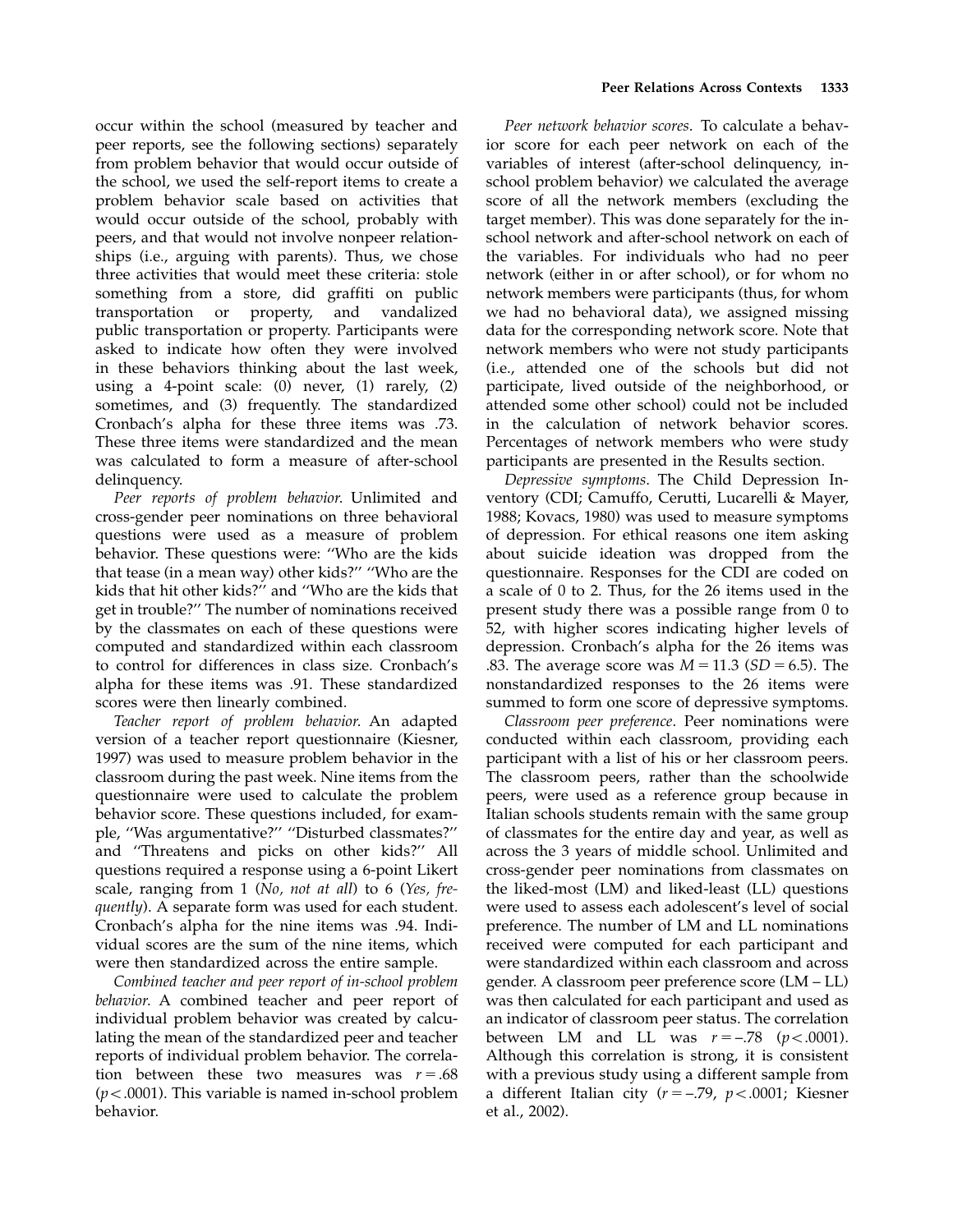occur within the school (measured by teacher and peer reports, see the following sections) separately from problem behavior that would occur outside of the school, we used the self-report items to create a problem behavior scale based on activities that would occur outside of the school, probably with peers, and that would not involve nonpeer relationships (i.e., arguing with parents). Thus, we chose three activities that would meet these criteria: stole something from a store, did graffiti on public transportation or property, and vandalized public transportation or property. Participants were asked to indicate how often they were involved in these behaviors thinking about the last week, using a 4-point scale: (0) never, (1) rarely, (2) sometimes, and (3) frequently. The standardized Cronbach's alpha for these three items was .73. These three items were standardized and the mean was calculated to form a measure of after-school delinquency.

*Peer reports of problem behavior.* Unlimited and cross-gender peer nominations on three behavioral questions were used as a measure of problem behavior. These questions were: ''Who are the kids that tease (in a mean way) other kids?'' ''Who are the kids that hit other kids?'' and ''Who are the kids that get in trouble?'' The number of nominations received by the classmates on each of these questions were computed and standardized within each classroom to control for differences in class size. Cronbach's alpha for these items was .91. These standardized scores were then linearly combined.

*Teacher report of problem behavior.* An adapted version of a teacher report questionnaire (Kiesner, 1997) was used to measure problem behavior in the classroom during the past week. Nine items from the questionnaire were used to calculate the problem behavior score. These questions included, for example, ''Was argumentative?'' ''Disturbed classmates?'' and ''Threatens and picks on other kids?'' All questions required a response using a 6-point Likert scale, ranging from 1 (*No, not at all*) to 6 (*Yes, frequently*). A separate form was used for each student. Cronbach's alpha for the nine items was .94. Individual scores are the sum of the nine items, which were then standardized across the entire sample.

*Combined teacher and peer report of in-school problem behavior.* A combined teacher and peer report of individual problem behavior was created by calculating the mean of the standardized peer and teacher reports of individual problem behavior. The correlation between these two measures was $r = .68$ ($p < .0001$). This variable is named in-school problem behavior.

*Peer network behavior scores.* To calculate a behavior score for each peer network on each of the variables of interest (after-school delinquency, in-school problem behavior) we calculated the average score of all the network members (excluding the target member). This was done separately for the in-school network and after-school network on each of the variables. For individuals who had no peer network (either in or after school), or for whom no network members were participants (thus, for whom we had no behavioral data), we assigned missing data for the corresponding network score. Note that network members who were not study participants (i.e., attended one of the schools but did not participate, lived outside of the neighborhood, or attended some other school) could not be included in the calculation of network behavior scores. Percentages of network members who were study participants are presented in the Results section.

*Depressive symptoms.* The Child Depression Inventory (CDI; Camuffo, Cerutti, Lucarelli & Mayer, 1988; Kovacs, 1980) was used to measure symptoms of depression. For ethical reasons one item asking about suicide ideation was dropped from the questionnaire. Responses for the CDI are coded on a scale of 0 to 2. Thus, for the 26 items used in the present study there was a possible range from 0 to 52, with higher scores indicating higher levels of depression. Cronbach's alpha for the 26 items was .83. The average score was $M = 11.3$ ($SD = 6.5$). The nonstandardized responses to the 26 items were summed to form one score of depressive symptoms.

*Classroom peer preference.* Peer nominations were conducted within each classroom, providing each participant with a list of his or her classroom peers. The classroom peers, rather than the schoolwide peers, were used as a reference group because in Italian schools students remain with the same group of classmates for the entire day and year, as well as across the 3 years of middle school. Unlimited and cross-gender peer nominations from classmates on the liked-most (LM) and liked-least (LL) questions were used to assess each adolescent's level of social preference. The number of LM and LL nominations received were computed for each participant and were standardized within each classroom and across gender. A classroom peer preference score (LM – LL) was then calculated for each participant and used as an indicator of classroom peer status. The correlation between LM and LL was $r = -.78$ ($p < .0001$). Although this correlation is strong, it is consistent with a previous study using a different sample from a different Italian city ($r = -.79$, $p < .0001$; Kiesner et al., 2002).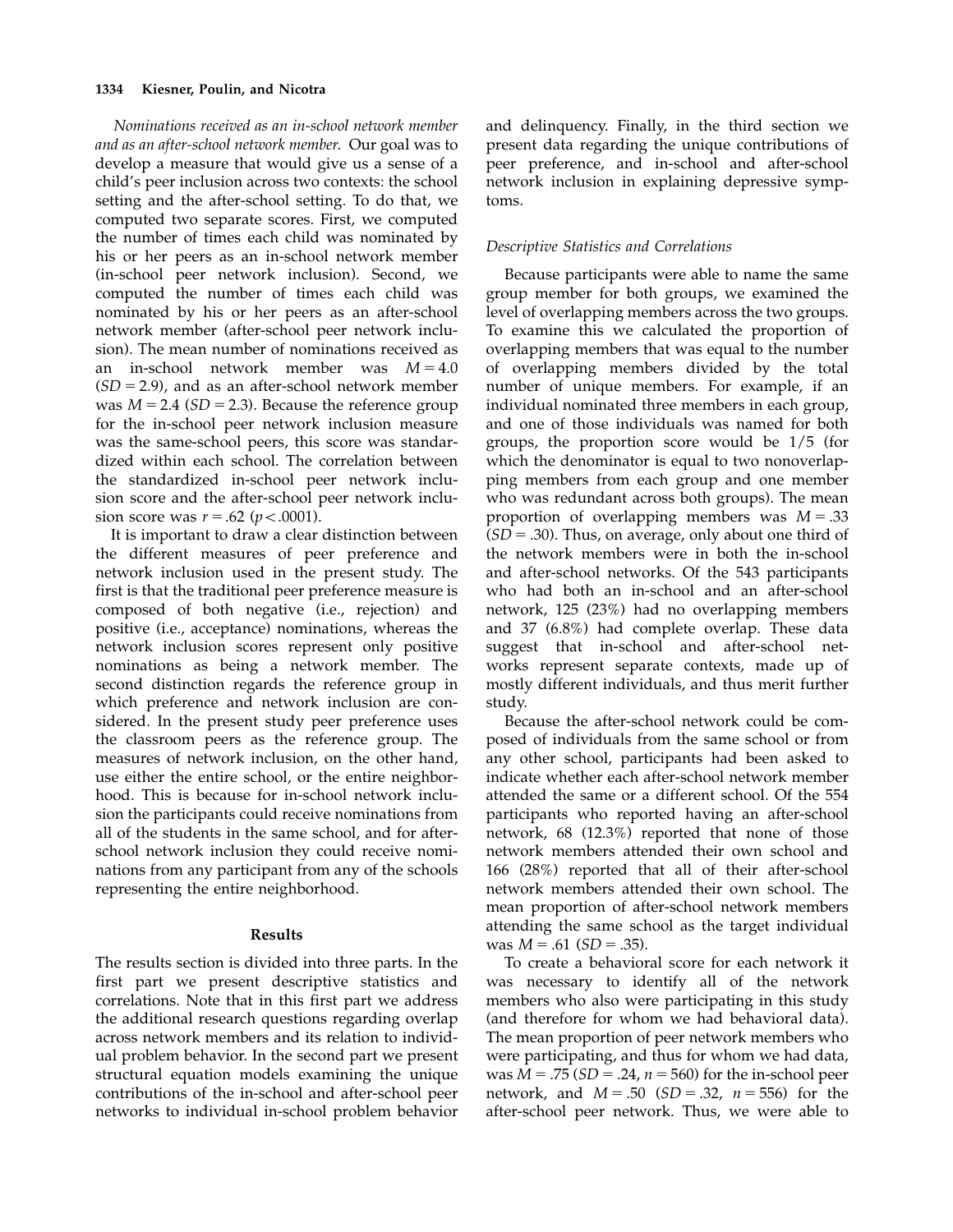*Nominations received as an in-school network member and as an after-school network member.* Our goal was to develop a measure that would give us a sense of a child's peer inclusion across two contexts: the school setting and the after-school setting. To do that, we computed two separate scores. First, we computed the number of times each child was nominated by his or her peers as an in-school network member (in-school peer network inclusion). Second, we computed the number of times each child was nominated by his or her peers as an after-school network member (after-school peer network inclusion). The mean number of nominations received as an in-school network member was $M = 4.0$ ($SD = 2.9$), and as an after-school network member was $M = 2.4$ ($SD = 2.3$). Because the reference group for the in-school peer network inclusion measure was the same-school peers, this score was standardized within each school. The correlation between the standardized in-school peer network inclusion score and the after-school peer network inclusion score was $r = .62$ ($p < .0001$).

It is important to draw a clear distinction between the different measures of peer preference and network inclusion used in the present study. The first is that the traditional peer preference measure is composed of both negative (i.e., rejection) and positive (i.e., acceptance) nominations, whereas the network inclusion scores represent only positive nominations as being a network member. The second distinction regards the reference group in which preference and network inclusion are considered. In the present study peer preference uses the classroom peers as the reference group. The measures of network inclusion, on the other hand, use either the entire school, or the entire neighborhood. This is because for in-school network inclusion the participants could receive nominations from all of the students in the same school, and for after-school network inclusion they could receive nominations from any participant from any of the schools representing the entire neighborhood.

## Results

The results section is divided into three parts. In the first part we present descriptive statistics and correlations. Note that in this first part we address the additional research questions regarding overlap across network members and its relation to individual problem behavior. In the second part we present structural equation models examining the unique contributions of the in-school and after-school peer networks to individual in-school problem behavior and delinquency. Finally, in the third section we present data regarding the unique contributions of peer preference, and in-school and after-school network inclusion in explaining depressive symptoms.

### *Descriptive Statistics and Correlations*

Because participants were able to name the same group member for both groups, we examined the level of overlapping members across the two groups. To examine this we calculated the proportion of overlapping members that was equal to the number of overlapping members divided by the total number of unique members. For example, if an individual nominated three members in each group, and one of those individuals was named for both groups, the proportion score would be 1/5 (for which the denominator is equal to two nonoverlapping members from each group and one member who was redundant across both groups). The mean proportion of overlapping members was $M = .33$ ($SD = .30$). Thus, on average, only about one third of the network members were in both the in-school and after-school networks. Of the 543 participants who had both an in-school and an after-school network, 125 (23%) had no overlapping members and 37 (6.8%) had complete overlap. These data suggest that in-school and after-school networks represent separate contexts, made up of mostly different individuals, and thus merit further study.

Because the after-school network could be composed of individuals from the same school or from any other school, participants had been asked to indicate whether each after-school network member attended the same or a different school. Of the 554 participants who reported having an after-school network, 68 (12.3%) reported that none of those network members attended their own school and 166 (28%) reported that all of their after-school network members attended their own school. The mean proportion of after-school network members attending the same school as the target individual was $M = .61$ ($SD = .35$).

To create a behavioral score for each network it was necessary to identify all of the network members who also were participating in this study (and therefore for whom we had behavioral data). The mean proportion of peer network members who were participating, and thus for whom we had data, was $M = .75$ ($SD = .24$, $n = 560$) for the in-school peer network, and $M = .50$ ($SD = .32$, $n = 556$) for the after-school peer network. Thus, we were able to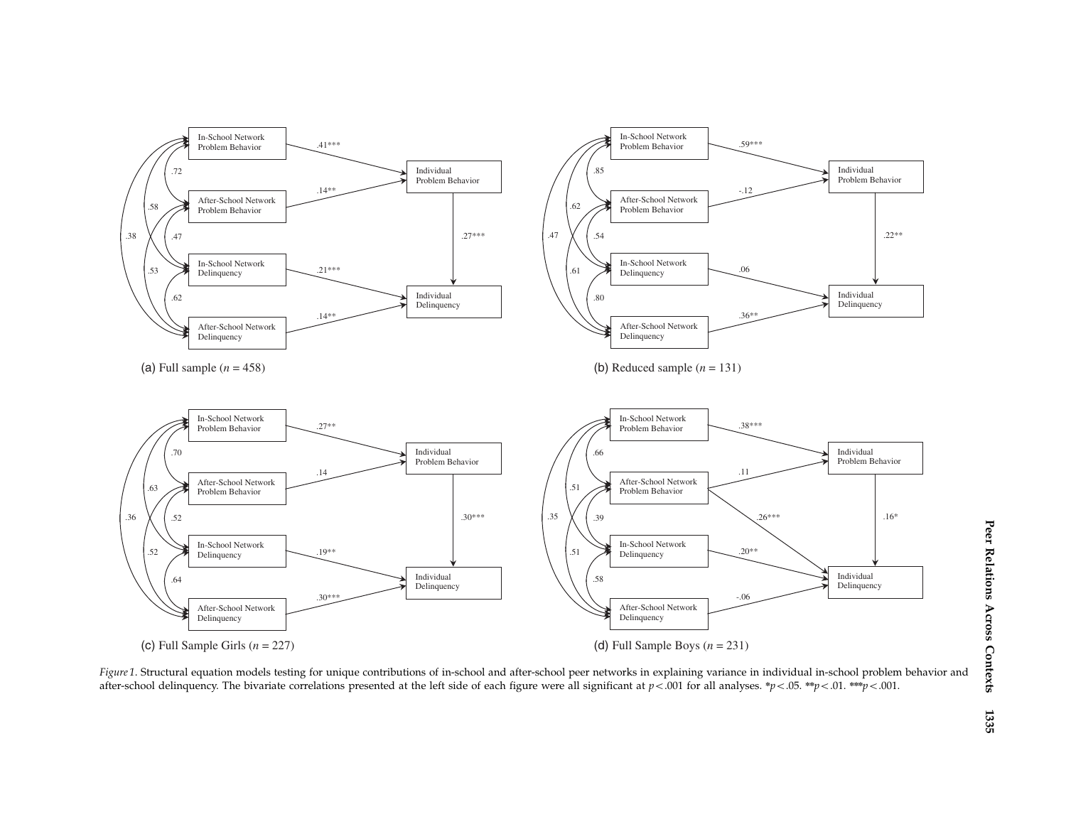*Figure 1*. Structural equation models testing for unique contributions of in-school and after-school peer networks in explaining variance in individual in-school problem behavior and after-school delinquency. The bivariate correlations presented at the left side of each figure were all significant at $p < .001$ for all analyses. *$p < .05$. **$p < .01$. ***$p < .001$.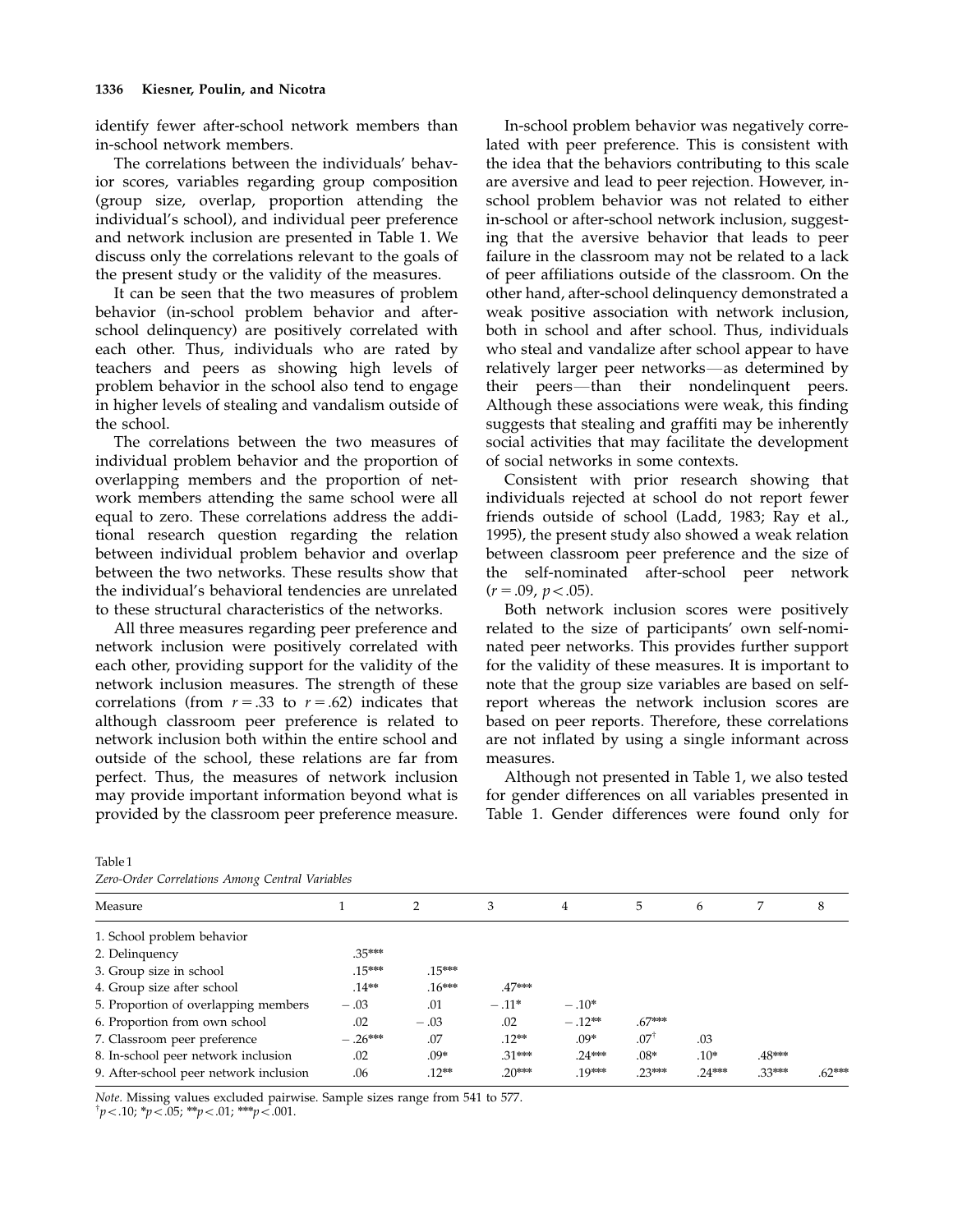identify fewer after-school network members than in-school network members.

The correlations between the individuals' behavior scores, variables regarding group composition (group size, overlap, proportion attending the individual's school), and individual peer preference and network inclusion are presented in Table 1. We discuss only the correlations relevant to the goals of the present study or the validity of the measures.

It can be seen that the two measures of problem behavior (in-school problem behavior and after-school delinquency) are positively correlated with each other. Thus, individuals who are rated by teachers and peers as showing high levels of problem behavior in the school also tend to engage in higher levels of stealing and vandalism outside of the school.

The correlations between the two measures of individual problem behavior and the proportion of overlapping members and the proportion of network members attending the same school were all equal to zero. These correlations address the additional research question regarding the relation between individual problem behavior and overlap between the two networks. These results show that the individual's behavioral tendencies are unrelated to these structural characteristics of the networks.

All three measures regarding peer preference and network inclusion were positively correlated with each other, providing support for the validity of the network inclusion measures. The strength of these correlations (from $r = .33$ to $r = .62$) indicates that although classroom peer preference is related to network inclusion both within the entire school and outside of the school, these relations are far from perfect. Thus, the measures of network inclusion may provide important information beyond what is provided by the classroom peer preference measure.

In-school problem behavior was negatively correlated with peer preference. This is consistent with the idea that the behaviors contributing to this scale are aversive and lead to peer rejection. However, in-school problem behavior was not related to either in-school or after-school network inclusion, suggesting that the aversive behavior that leads to peer failure in the classroom may not be related to a lack of peer affiliations outside of the classroom. On the other hand, after-school delinquency demonstrated a weak positive association with network inclusion, both in school and after school. Thus, individuals who steal and vandalize after school appear to have relatively larger peer networks—as determined by their peers—than their nondelinquent peers. Although these associations were weak, this finding suggests that stealing and graffiti may be inherently social activities that may facilitate the development of social networks in some contexts.

Consistent with prior research showing that individuals rejected at school do not report fewer friends outside of school (Ladd, 1983; Ray et al., 1995), the present study also showed a weak relation between classroom peer preference and the size of the self-nominated after-school peer network ($r = .09$, $p < .05$).

Both network inclusion scores were positively related to the size of participants' own self-nominated peer networks. This provides further support for the validity of these measures. It is important to note that the group size variables are based on self-report whereas the network inclusion scores are based on peer reports. Therefore, these correlations are not inflated by using a single informant across measures.

Although not presented in Table 1, we also tested for gender differences on all variables presented in Table 1. Gender differences were found only for

Table 1
*Zero-Order Correlations Among Central Variables*

| Measure | 1 | 2 | 3 | 4 | 5 | 6 | 7 | 8 |
|---|---|---|---|---|---|---|---|---|
| 1. School problem behavior | | | | | | | | |
| 2. Delinquency | .35*** | | | | | | | |
| 3. Group size in school | .15*** | .15*** | | | | | | |
| 4. Group size after school | .14** | .16*** | .47*** | | | | | |
| 5. Proportion of overlapping members | −.03 | .01 | −.11* | −.10* | | | | |
| 6. Proportion from own school | .02 | −.03 | .02 | −.12** | .67*** | | | |
| 7. Classroom peer preference | −.26*** | .07 | .12** | .09* | .07† | .03 | | |
| 8. In-school peer network inclusion | .02 | .09* | .31*** | .24*** | .08* | .10* | .48*** | |
| 9. After-school peer network inclusion | .06 | .12** | .20*** | .19*** | .23*** | .24*** | .33*** | .62*** |

*Note.* Missing values excluded pairwise. Sample sizes range from 541 to 577.
†$p < .10$; *$p < .05$; **$p < .01$; ***$p < .001$.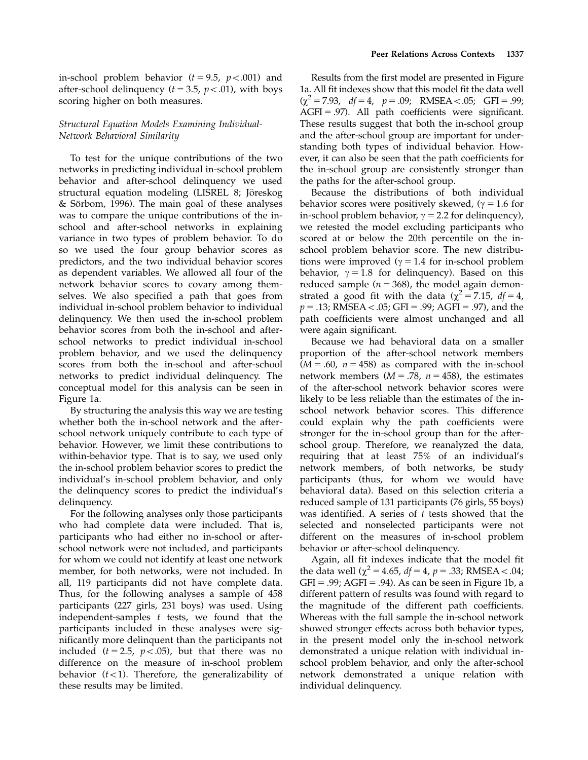in-school problem behavior ($t = 9.5$, $p < .001$) and after-school delinquency ($t = 3.5$, $p < .01$), with boys scoring higher on both measures.

### *Structural Equation Models Examining Individual-Network Behavioral Similarity*

To test for the unique contributions of the two networks in predicting individual in-school problem behavior and after-school delinquency we used structural equation modeling (LISREL 8; Jöreskog & Sörbom, 1996). The main goal of these analyses was to compare the unique contributions of the in-school and after-school networks in explaining variance in two types of problem behavior. To do so we used the four group behavior scores as predictors, and the two individual behavior scores as dependent variables. We allowed all four of the network behavior scores to covary among themselves. We also specified a path that goes from individual in-school problem behavior to individual delinquency. We then used the in-school problem behavior scores from both the in-school and after-school networks to predict individual in-school problem behavior, and we used the delinquency scores from both the in-school and after-school networks to predict individual delinquency. The conceptual model for this analysis can be seen in Figure 1a.

By structuring the analysis this way we are testing whether both the in-school network and the after-school network uniquely contribute to each type of behavior. However, we limit these contributions to within-behavior type. That is to say, we used only the in-school problem behavior scores to predict the individual's in-school problem behavior, and only the delinquency scores to predict the individual's delinquency.

For the following analyses only those participants who had complete data were included. That is, participants who had either no in-school or after-school network were not included, and participants for whom we could not identify at least one network member, for both networks, were not included. In all, 119 participants did not have complete data. Thus, for the following analyses a sample of 458 participants (227 girls, 231 boys) was used. Using independent-samples $t$ tests, we found that the participants included in these analyses were significantly more delinquent than the participants not included ($t = 2.5$, $p < .05$), but that there was no difference on the measure of in-school problem behavior ($t < 1$). Therefore, the generalizability of these results may be limited.

Results from the first model are presented in Figure 1a. All fit indexes show that this model fit the data well ($\chi^2 = 7.93$, $df = 4$, $p = .09$; RMSEA $< .05$; GFI $= .99$; AGFI $= .97$). All path coefficients were significant. These results suggest that both the in-school group and the after-school group are important for understanding both types of individual behavior. However, it can also be seen that the path coefficients for the in-school group are consistently stronger than the paths for the after-school group.

Because the distributions of both individual behavior scores were positively skewed, ($\gamma = 1.6$ for in-school problem behavior, $\gamma = 2.2$ for delinquency), we retested the model excluding participants who scored at or below the 20th percentile on the in-school problem behavior score. The new distributions were improved ($\gamma = 1.4$ for in-school problem behavior, $\gamma = 1.8$ for delinquency). Based on this reduced sample ($n = 368$), the model again demonstrated a good fit with the data ($\chi^2 = 7.15$, $df = 4$, $p = .13$; RMSEA $< .05$; GFI $= .99$; AGFI $= .97$), and the path coefficients were almost unchanged and all were again significant.

Because we had behavioral data on a smaller proportion of the after-school network members ($M = .60$, $n = 458$) as compared with the in-school network members ($M = .78$, $n = 458$), the estimates of the after-school network behavior scores were likely to be less reliable than the estimates of the in-school network behavior scores. This difference could explain why the path coefficients were stronger for the in-school group than for the after-school group. Therefore, we reanalyzed the data, requiring that at least 75% of an individual's network members, of both networks, be study participants (thus, for whom we would have behavioral data). Based on this selection criteria a reduced sample of 131 participants (76 girls, 55 boys) was identified. A series of $t$ tests showed that the selected and nonselected participants were not different on the measures of in-school problem behavior or after-school delinquency.

Again, all fit indexes indicate that the model fit the data well ($\chi^2 = 4.65$, $df = 4$, $p = .33$; RMSEA $< .04$; GFI $= .99$; AGFI $= .94$). As can be seen in Figure 1b, a different pattern of results was found with regard to the magnitude of the different path coefficients. Whereas with the full sample the in-school network showed stronger effects across both behavior types, in the present model only the in-school network demonstrated a unique relation with individual in-school problem behavior, and only the after-school network demonstrated a unique relation with individual delinquency.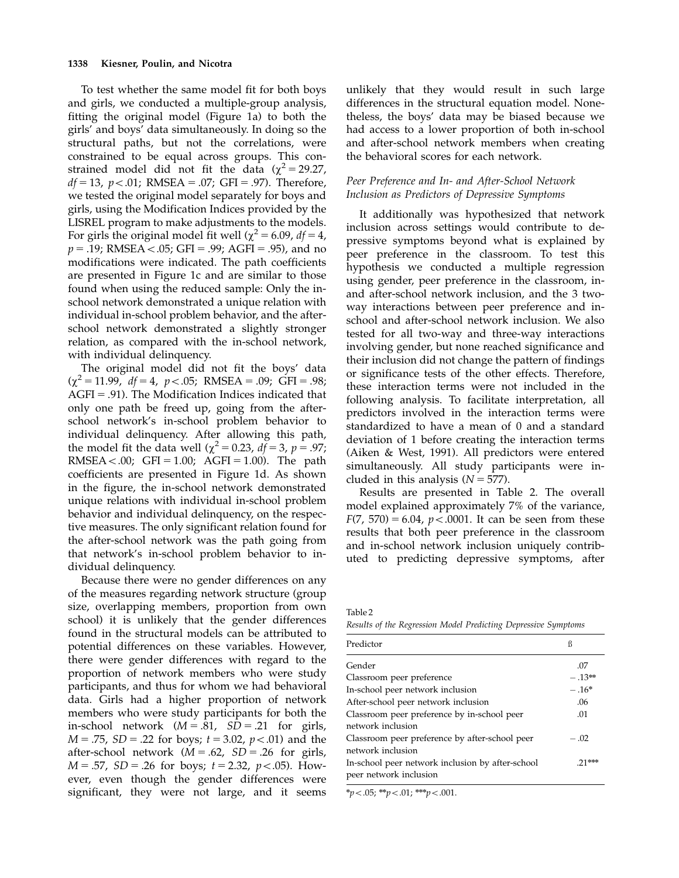To test whether the same model fit for both boys and girls, we conducted a multiple-group analysis, fitting the original model (Figure 1a) to both the girls' and boys' data simultaneously. In doing so the structural paths, but not the correlations, were constrained to be equal across groups. This constrained model did not fit the data ($\chi^2 = 29.27$, $df = 13$, $p < .01$; RMSEA = .07; GFI = .97). Therefore, we tested the original model separately for boys and girls, using the Modification Indices provided by the LISREL program to make adjustments to the models. For girls the original model fit well ($\chi^2 = 6.09$, $df = 4$, $p = .19$; RMSEA < .05; GFI = .99; AGFI = .95), and no modifications were indicated. The path coefficients are presented in Figure 1c and are similar to those found when using the reduced sample: Only the in-school network demonstrated a unique relation with individual in-school problem behavior, and the after-school network demonstrated a slightly stronger relation, as compared with the in-school network, with individual delinquency.

The original model did not fit the boys' data ($\chi^2 = 11.99$, $df = 4$, $p < .05$; RMSEA = .09; GFI = .98; AGFI = .91). The Modification Indices indicated that only one path be freed up, going from the after-school network's in-school problem behavior to individual delinquency. After allowing this path, the model fit the data well ($\chi^2 = 0.23$, $df = 3$, $p = .97$; RMSEA < .00; GFI = 1.00; AGFI = 1.00). The path coefficients are presented in Figure 1d. As shown in the figure, the in-school network demonstrated unique relations with individual in-school problem behavior and individual delinquency, on the respective measures. The only significant relation found for the after-school network was the path going from that network's in-school problem behavior to individual delinquency.

Because there were no gender differences on any of the measures regarding network structure (group size, overlapping members, proportion from own school) it is unlikely that the gender differences found in the structural models can be attributed to potential differences on these variables. However, there were gender differences with regard to the proportion of network members who were study participants, and thus for whom we had behavioral data. Girls had a higher proportion of network members who were study participants for both the in-school network ($M = .81$, $SD = .21$ for girls, $M = .75$, $SD = .22$ for boys; $t = 3.02$, $p < .01$) and the after-school network ($M = .62$, $SD = .26$ for girls, $M = .57$, $SD = .26$ for boys; $t = 2.32$, $p < .05$). However, even though the gender differences were significant, they were not large, and it seems unlikely that they would result in such large differences in the structural equation model. Nonetheless, the boys' data may be biased because we had access to a lower proportion of both in-school and after-school network members when creating the behavioral scores for each network.

### *Peer Preference and In- and After-School Network Inclusion as Predictors of Depressive Symptoms*

It additionally was hypothesized that network inclusion across settings would contribute to depressive symptoms beyond what is explained by peer preference in the classroom. To test this hypothesis we conducted a multiple regression using gender, peer preference in the classroom, in- and after-school network inclusion, and the 3 two-way interactions between peer preference and in-school and after-school network inclusion. We also tested for all two-way and three-way interactions involving gender, but none reached significance and their inclusion did not change the pattern of findings or significance tests of the other effects. Therefore, these interaction terms were not included in the following analysis. To facilitate interpretation, all predictors involved in the interaction terms were standardized to have a mean of 0 and a standard deviation of 1 before creating the interaction terms (Aiken & West, 1991). All predictors were entered simultaneously. All study participants were included in this analysis ($N = 577$).

Results are presented in Table 2. The overall model explained approximately 7% of the variance, $F(7, 570) = 6.04$, $p < .0001$. It can be seen from these results that both peer preference in the classroom and in-school network inclusion uniquely contributed to predicting depressive symptoms, after

Table 2
*Results of the Regression Model Predicting Depressive Symptoms*

| Predictor | ß |
|---|---|
| Gender | .07 |
| Classroom peer preference | −.13** |
| In-school peer network inclusion | −.16* |
| After-school peer network inclusion | .06 |
| Classroom peer preference by in-school peer network inclusion | .01 |
| Classroom peer preference by after-school peer network inclusion | −.02 |
| In-school peer network inclusion by after-school peer network inclusion | .21*** |

*$p < .05$; **$p < .01$; ***$p < .001$.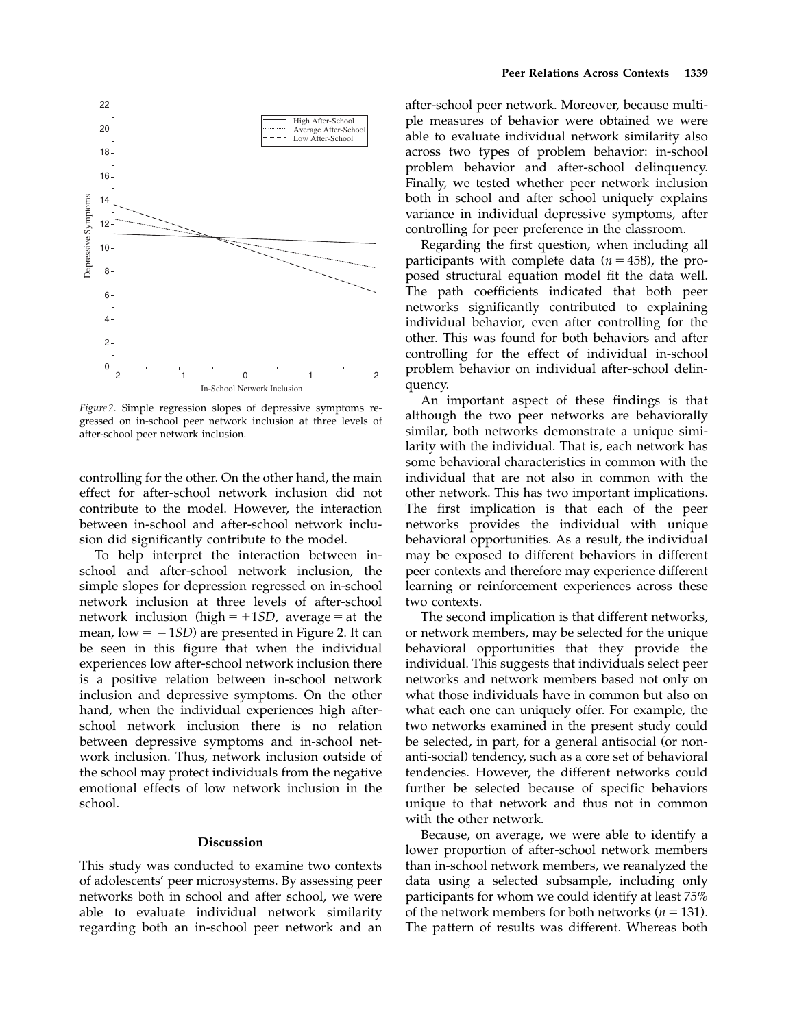22
20
18
16
14
12
10
8
6
4
2
0
Depressive Symptoms
−2
−1
0
1
2
In-School Network Inclusion
High After-School
Average After-School
Low After-School

*Figure 2.* Simple regression slopes of depressive symptoms regressed on in-school peer network inclusion at three levels of after-school peer network inclusion.

controlling for the other. On the other hand, the main effect for after-school network inclusion did not contribute to the model. However, the interaction between in-school and after-school network inclusion did significantly contribute to the model.

To help interpret the interaction between in-school and after-school network inclusion, the simple slopes for depression regressed on in-school network inclusion at three levels of after-school network inclusion (high = +1*SD*, average = at the mean, low = −1*SD*) are presented in Figure 2. It can be seen in this figure that when the individual experiences low after-school network inclusion there is a positive relation between in-school network inclusion and depressive symptoms. On the other hand, when the individual experiences high after-school network inclusion there is no relation between depressive symptoms and in-school network inclusion. Thus, network inclusion outside of the school may protect individuals from the negative emotional effects of low network inclusion in the school.

## Discussion

This study was conducted to examine two contexts of adolescents' peer microsystems. By assessing peer networks both in school and after school, we were able to evaluate individual network similarity regarding both an in-school peer network and an after-school peer network. Moreover, because multiple measures of behavior were obtained we were able to evaluate individual network similarity also across two types of problem behavior: in-school problem behavior and after-school delinquency. Finally, we tested whether peer network inclusion both in school and after school uniquely explains variance in individual depressive symptoms, after controlling for peer preference in the classroom.

Regarding the first question, when including all participants with complete data ($n = 458$), the proposed structural equation model fit the data well. The path coefficients indicated that both peer networks significantly contributed to explaining individual behavior, even after controlling for the other. This was found for both behaviors and after controlling for the effect of individual in-school problem behavior on individual after-school delinquency.

An important aspect of these findings is that although the two peer networks are behaviorally similar, both networks demonstrate a unique similarity with the individual. That is, each network has some behavioral characteristics in common with the individual that are not also in common with the other network. This has two important implications. The first implication is that each of the peer networks provides the individual with unique behavioral opportunities. As a result, the individual may be exposed to different behaviors in different peer contexts and therefore may experience different learning or reinforcement experiences across these two contexts.

The second implication is that different networks, or network members, may be selected for the unique behavioral opportunities that they provide the individual. This suggests that individuals select peer networks and network members based not only on what those individuals have in common but also on what each one can uniquely offer. For example, the two networks examined in the present study could be selected, in part, for a general antisocial (or non-anti-social) tendency, such as a core set of behavioral tendencies. However, the different networks could further be selected because of specific behaviors unique to that network and thus not in common with the other network.

Because, on average, we were able to identify a lower proportion of after-school network members than in-school network members, we reanalyzed the data using a selected subsample, including only participants for whom we could identify at least 75% of the network members for both networks ($n = 131$). The pattern of results was different. Whereas both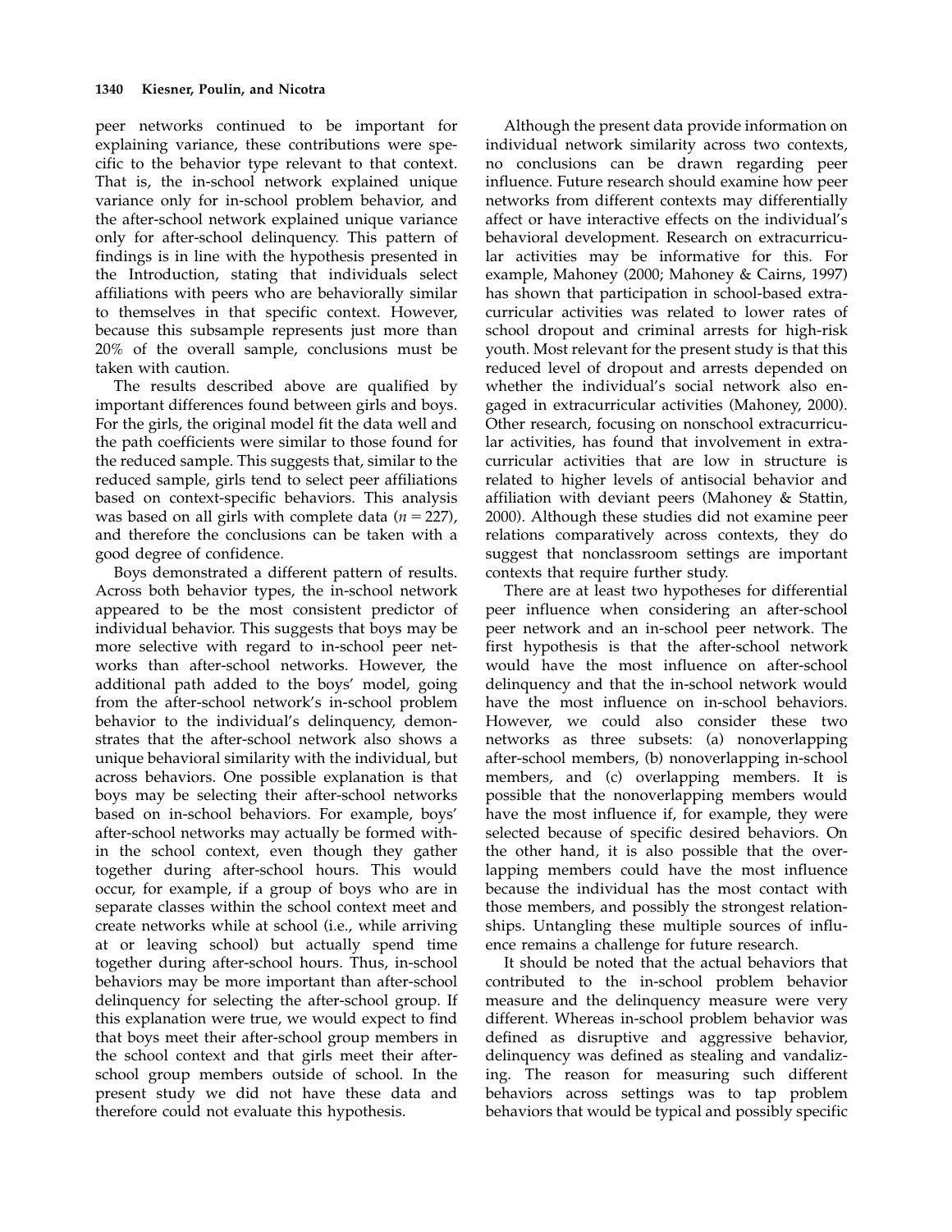peer networks continued to be important for explaining variance, these contributions were specific to the behavior type relevant to that context. That is, the in-school network explained unique variance only for in-school problem behavior, and the after-school network explained unique variance only for after-school delinquency. This pattern of findings is in line with the hypothesis presented in the Introduction, stating that individuals select affiliations with peers who are behaviorally similar to themselves in that specific context. However, because this subsample represents just more than 20% of the overall sample, conclusions must be taken with caution.

The results described above are qualified by important differences found between girls and boys. For the girls, the original model fit the data well and the path coefficients were similar to those found for the reduced sample. This suggests that, similar to the reduced sample, girls tend to select peer affiliations based on context-specific behaviors. This analysis was based on all girls with complete data ($n = 227$), and therefore the conclusions can be taken with a good degree of confidence.

Boys demonstrated a different pattern of results. Across both behavior types, the in-school network appeared to be the most consistent predictor of individual behavior. This suggests that boys may be more selective with regard to in-school peer networks than after-school networks. However, the additional path added to the boys' model, going from the after-school network's in-school problem behavior to the individual's delinquency, demonstrates that the after-school network also shows a unique behavioral similarity with the individual, but across behaviors. One possible explanation is that boys may be selecting their after-school networks based on in-school behaviors. For example, boys' after-school networks may actually be formed within the school context, even though they gather together during after-school hours. This would occur, for example, if a group of boys who are in separate classes within the school context meet and create networks while at school (i.e., while arriving at or leaving school) but actually spend time together during after-school hours. Thus, in-school behaviors may be more important than after-school delinquency for selecting the after-school group. If this explanation were true, we would expect to find that boys meet their after-school group members in the school context and that girls meet their after-school group members outside of school. In the present study we did not have these data and therefore could not evaluate this hypothesis.

Although the present data provide information on individual network similarity across two contexts, no conclusions can be drawn regarding peer influence. Future research should examine how peer networks from different contexts may differentially affect or have interactive effects on the individual's behavioral development. Research on extracurricular activities may be informative for this. For example, Mahoney (2000; Mahoney & Cairns, 1997) has shown that participation in school-based extracurricular activities was related to lower rates of school dropout and criminal arrests for high-risk youth. Most relevant for the present study is that this reduced level of dropout and arrests depended on whether the individual's social network also engaged in extracurricular activities (Mahoney, 2000). Other research, focusing on nonschool extracurricular activities, has found that involvement in extracurricular activities that are low in structure is related to higher levels of antisocial behavior and affiliation with deviant peers (Mahoney & Stattin, 2000). Although these studies did not examine peer relations comparatively across contexts, they do suggest that nonclassroom settings are important contexts that require further study.

There are at least two hypotheses for differential peer influence when considering an after-school peer network and an in-school peer network. The first hypothesis is that the after-school network would have the most influence on after-school delinquency and that the in-school network would have the most influence on in-school behaviors. However, we could also consider these two networks as three subsets: (a) nonoverlapping after-school members, (b) nonoverlapping in-school members, and (c) overlapping members. It is possible that the nonoverlapping members would have the most influence if, for example, they were selected because of specific desired behaviors. On the other hand, it is also possible that the overlapping members could have the most influence because the individual has the most contact with those members, and possibly the strongest relationships. Untangling these multiple sources of influence remains a challenge for future research.

It should be noted that the actual behaviors that contributed to the in-school problem behavior measure and the delinquency measure were very different. Whereas in-school problem behavior was defined as disruptive and aggressive behavior, delinquency was defined as stealing and vandalizing. The reason for measuring such different behaviors across settings was to tap problem behaviors that would be typical and possibly specific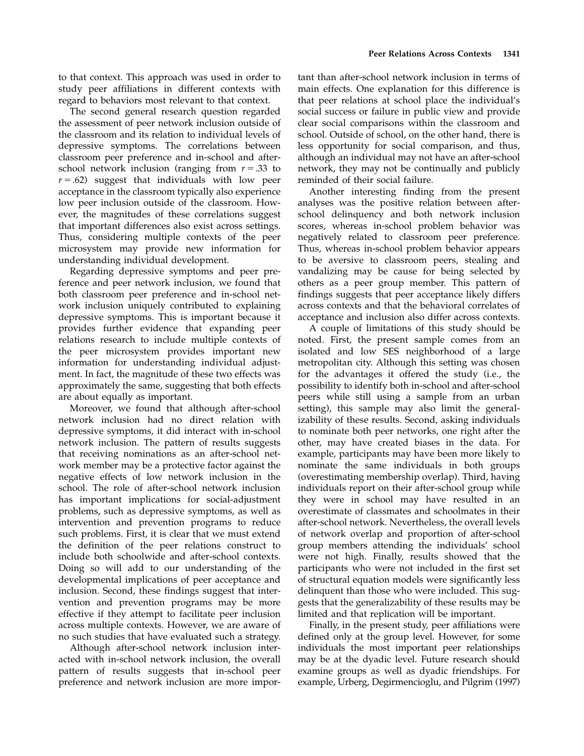to that context. This approach was used in order to study peer affiliations in different contexts with regard to behaviors most relevant to that context.

The second general research question regarded the assessment of peer network inclusion outside of the classroom and its relation to individual levels of depressive symptoms. The correlations between classroom peer preference and in-school and after-school network inclusion (ranging from $r = .33$ to $r = .62$) suggest that individuals with low peer acceptance in the classroom typically also experience low peer inclusion outside of the classroom. However, the magnitudes of these correlations suggest that important differences also exist across settings. Thus, considering multiple contexts of the peer microsystem may provide new information for understanding individual development.

Regarding depressive symptoms and peer preference and peer network inclusion, we found that both classroom peer preference and in-school network inclusion uniquely contributed to explaining depressive symptoms. This is important because it provides further evidence that expanding peer relations research to include multiple contexts of the peer microsystem provides important new information for understanding individual adjustment. In fact, the magnitude of these two effects was approximately the same, suggesting that both effects are about equally as important.

Moreover, we found that although after-school network inclusion had no direct relation with depressive symptoms, it did interact with in-school network inclusion. The pattern of results suggests that receiving nominations as an after-school network member may be a protective factor against the negative effects of low network inclusion in the school. The role of after-school network inclusion has important implications for social-adjustment problems, such as depressive symptoms, as well as intervention and prevention programs to reduce such problems. First, it is clear that we must extend the definition of the peer relations construct to include both schoolwide and after-school contexts. Doing so will add to our understanding of the developmental implications of peer acceptance and inclusion. Second, these findings suggest that intervention and prevention programs may be more effective if they attempt to facilitate peer inclusion across multiple contexts. However, we are aware of no such studies that have evaluated such a strategy.

Although after-school network inclusion interacted with in-school network inclusion, the overall pattern of results suggests that in-school peer preference and network inclusion are more important than after-school network inclusion in terms of main effects. One explanation for this difference is that peer relations at school place the individual's social success or failure in public view and provide clear social comparisons within the classroom and school. Outside of school, on the other hand, there is less opportunity for social comparison, and thus, although an individual may not have an after-school network, they may not be continually and publicly reminded of their social failure.

Another interesting finding from the present analyses was the positive relation between after-school delinquency and both network inclusion scores, whereas in-school problem behavior was negatively related to classroom peer preference. Thus, whereas in-school problem behavior appears to be aversive to classroom peers, stealing and vandalizing may be cause for being selected by others as a peer group member. This pattern of findings suggests that peer acceptance likely differs across contexts and that the behavioral correlates of acceptance and inclusion also differ across contexts.

A couple of limitations of this study should be noted. First, the present sample comes from an isolated and low SES neighborhood of a large metropolitan city. Although this setting was chosen for the advantages it offered the study (i.e., the possibility to identify both in-school and after-school peers while still using a sample from an urban setting), this sample may also limit the generalizability of these results. Second, asking individuals to nominate both peer networks, one right after the other, may have created biases in the data. For example, participants may have been more likely to nominate the same individuals in both groups (overestimating membership overlap). Third, having individuals report on their after-school group while they were in school may have resulted in an overestimate of classmates and schoolmates in their after-school network. Nevertheless, the overall levels of network overlap and proportion of after-school group members attending the individuals' school were not high. Finally, results showed that the participants who were not included in the first set of structural equation models were significantly less delinquent than those who were included. This suggests that the generalizability of these results may be limited and that replication will be important.

Finally, in the present study, peer affiliations were defined only at the group level. However, for some individuals the most important peer relationships may be at the dyadic level. Future research should examine groups as well as dyadic friendships. For example, Urberg, Degirmencioglu, and Pilgrim (1997)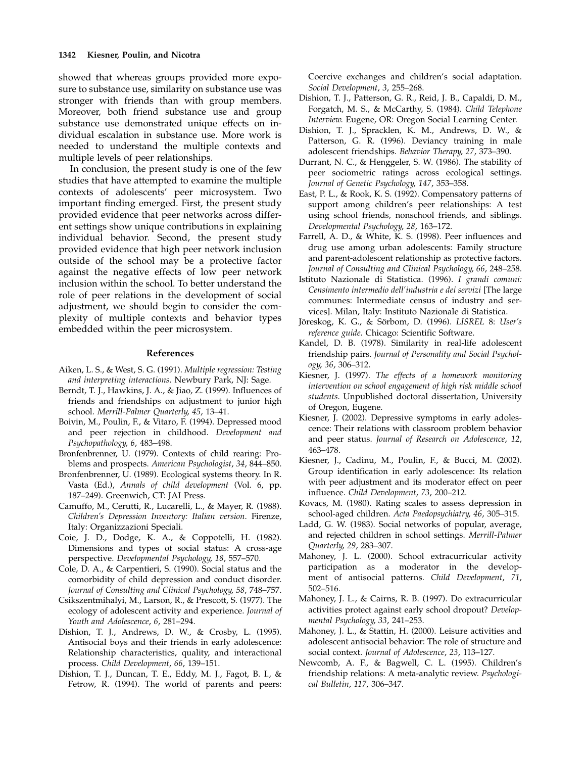showed that whereas groups provided more exposure to substance use, similarity on substance use was stronger with friends than with group members. Moreover, both friend substance use and group substance use demonstrated unique effects on individual escalation in substance use. More work is needed to understand the multiple contexts and multiple levels of peer relationships.

In conclusion, the present study is one of the few studies that have attempted to examine the multiple contexts of adolescents' peer microsystem. Two important finding emerged. First, the present study provided evidence that peer networks across different settings show unique contributions in explaining individual behavior. Second, the present study provided evidence that high peer network inclusion outside of the school may be a protective factor against the negative effects of low peer network inclusion within the school. To better understand the role of peer relations in the development of social adjustment, we should begin to consider the complexity of multiple contexts and behavior types embedded within the peer microsystem.

## References

Aiken, L. S., & West, S. G. (1991). *Multiple regression: Testing and interpreting interactions.* Newbury Park, NJ: Sage.

Berndt, T. J., Hawkins, J. A., & Jiao, Z. (1999). Influences of friends and friendships on adjustment to junior high school. *Merrill-Palmer Quarterly, 45*, 13–41.

Boivin, M., Poulin, F., & Vitaro, F. (1994). Depressed mood and peer rejection in childhood. *Development and Psychopathology, 6*, 483–498.

Bronfenbrenner, U. (1979). Contexts of child rearing: Problems and prospects. *American Psychologist, 34*, 844–850.

Bronfenbrenner, U. (1989). Ecological systems theory. In R. Vasta (Ed.), *Annals of child development* (Vol. 6, pp. 187–249). Greenwich, CT: JAI Press.

Camuffo, M., Cerutti, R., Lucarelli, L., & Mayer, R. (1988). *Children's Depression Inventory: Italian version*. Firenze, Italy: Organizzazioni Speciali.

Coie, J. D., Dodge, K. A., & Coppotelli, H. (1982). Dimensions and types of social status: A cross-age perspective. *Developmental Psychology, 18*, 557–570.

Cole, D. A., & Carpentieri, S. (1990). Social status and the comorbidity of child depression and conduct disorder. *Journal of Consulting and Clinical Psychology, 58*, 748–757.

Csikszentmihalyi, M., Larson, R., & Prescott, S. (1977). The ecology of adolescent activity and experience. *Journal of Youth and Adolescence, 6*, 281–294.

Dishion, T. J., Andrews, D. W., & Crosby, L. (1995). Antisocial boys and their friends in early adolescence: Relationship characteristics, quality, and interactional process. *Child Development, 66*, 139–151.

Dishion, T. J., Duncan, T. E., Eddy, M. J., Fagot, B. I., & Fetrow, R. (1994). The world of parents and peers: Coercive exchanges and children's social adaptation. *Social Development, 3*, 255–268.

Dishion, T. J., Patterson, G. R., Reid, J. B., Capaldi, D. M., Forgatch, M. S., & McCarthy, S. (1984). *Child Telephone Interview.* Eugene, OR: Oregon Social Learning Center.

Dishion, T. J., Spracklen, K. M., Andrews, D. W., & Patterson, G. R. (1996). Deviancy training in male adolescent friendships. *Behavior Therapy, 27*, 373–390.

Durrant, N. C., & Henggeler, S. W. (1986). The stability of peer sociometric ratings across ecological settings. *Journal of Genetic Psychology, 147*, 353–358.

East, P. L., & Rook, K. S. (1992). Compensatory patterns of support among children's peer relationships: A test using school friends, nonschool friends, and siblings. *Developmental Psychology, 28*, 163–172.

Farrell, A. D., & White, K. S. (1998). Peer influences and drug use among urban adolescents: Family structure and parent-adolescent relationship as protective factors. *Journal of Consulting and Clinical Psychology, 66*, 248–258.

Istituto Nazionale di Statistica. (1996). *I grandi comuni: Censimento intermedio dell'industria e dei servizi* [The large communes: Intermediate census of industry and services]. Milan, Italy: Instituto Nazionale di Statistica.

Jöreskog, K. G., & Sörbom, D. (1996). *LISREL 8: User's reference guide*. Chicago: Scientific Software.

Kandel, D. B. (1978). Similarity in real-life adolescent friendship pairs. *Journal of Personality and Social Psychology, 36*, 306–312.

Kiesner, J. (1997). *The effects of a homework monitoring intervention on school engagement of high risk middle school students*. Unpublished doctoral dissertation, University of Oregon, Eugene.

Kiesner, J. (2002). Depressive symptoms in early adolescence: Their relations with classroom problem behavior and peer status. *Journal of Research on Adolescence, 12*, 463–478.

Kiesner, J., Cadinu, M., Poulin, F., & Bucci, M. (2002). Group identification in early adolescence: Its relation with peer adjustment and its moderator effect on peer influence. *Child Development, 73*, 200–212.

Kovacs, M. (1980). Rating scales to assess depression in school-aged children. *Acta Paedopsychiatry, 46*, 305–315.

Ladd, G. W. (1983). Social networks of popular, average, and rejected children in school settings. *Merrill-Palmer Quarterly, 29*, 283–307.

Mahoney, J. L. (2000). School extracurricular activity participation as a moderator in the development of antisocial patterns. *Child Development, 71*, 502–516.

Mahoney, J. L., & Cairns, R. B. (1997). Do extracurricular activities protect against early school dropout? *Developmental Psychology, 33*, 241–253.

Mahoney, J. L., & Stattin, H. (2000). Leisure activities and adolescent antisocial behavior: The role of structure and social context. *Journal of Adolescence, 23*, 113–127.

Newcomb, A. F., & Bagwell, C. L. (1995). Children's friendship relations: A meta-analytic review. *Psychological Bulletin, 117*, 306–347.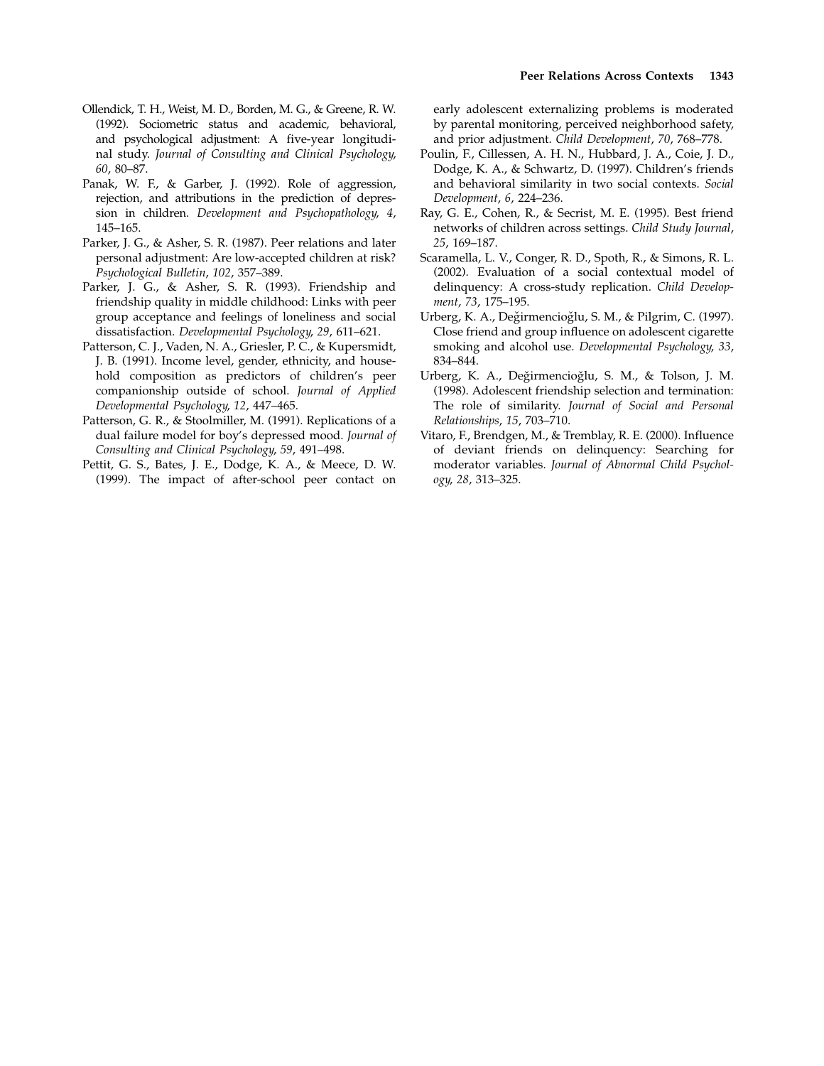Ollendick, T. H., Weist, M. D., Borden, M. G., & Greene, R. W. (1992). Sociometric status and academic, behavioral, and psychological adjustment: A five-year longitudinal study. *Journal of Consulting and Clinical Psychology, 60*, 80–87.

Panak, W. F., & Garber, J. (1992). Role of aggression, rejection, and attributions in the prediction of depression in children. *Development and Psychopathology, 4*, 145–165.

Parker, J. G., & Asher, S. R. (1987). Peer relations and later personal adjustment: Are low-accepted children at risk? *Psychological Bulletin, 102*, 357–389.

Parker, J. G., & Asher, S. R. (1993). Friendship and friendship quality in middle childhood: Links with peer group acceptance and feelings of loneliness and social dissatisfaction. *Developmental Psychology, 29*, 611–621.

Patterson, C. J., Vaden, N. A., Griesler, P. C., & Kupersmidt, J. B. (1991). Income level, gender, ethnicity, and household composition as predictors of children's peer companionship outside of school. *Journal of Applied Developmental Psychology, 12*, 447–465.

Patterson, G. R., & Stoolmiller, M. (1991). Replications of a dual failure model for boy's depressed mood. *Journal of Consulting and Clinical Psychology, 59*, 491–498.

Pettit, G. S., Bates, J. E., Dodge, K. A., & Meece, D. W. (1999). The impact of after-school peer contact on early adolescent externalizing problems is moderated by parental monitoring, perceived neighborhood safety, and prior adjustment. *Child Development, 70*, 768–778.

Poulin, F., Cillessen, A. H. N., Hubbard, J. A., Coie, J. D., Dodge, K. A., & Schwartz, D. (1997). Children's friends and behavioral similarity in two social contexts. *Social Development, 6*, 224–236.

Ray, G. E., Cohen, R., & Secrist, M. E. (1995). Best friend networks of children across settings. *Child Study Journal, 25*, 169–187.

Scaramella, L. V., Conger, R. D., Spoth, R., & Simons, R. L. (2002). Evaluation of a social contextual model of delinquency: A cross-study replication. *Child Development, 73*, 175–195.

Urberg, K. A., Değirmencioğlu, S. M., & Pilgrim, C. (1997). Close friend and group influence on adolescent cigarette smoking and alcohol use. *Developmental Psychology, 33*, 834–844.

Urberg, K. A., Değirmencioğlu, S. M., & Tolson, J. M. (1998). Adolescent friendship selection and termination: The role of similarity. *Journal of Social and Personal Relationships, 15*, 703–710.

Vitaro, F., Brendgen, M., & Tremblay, R. E. (2000). Influence of deviant friends on delinquency: Searching for moderator variables. *Journal of Abnormal Child Psychology, 28*, 313–325.